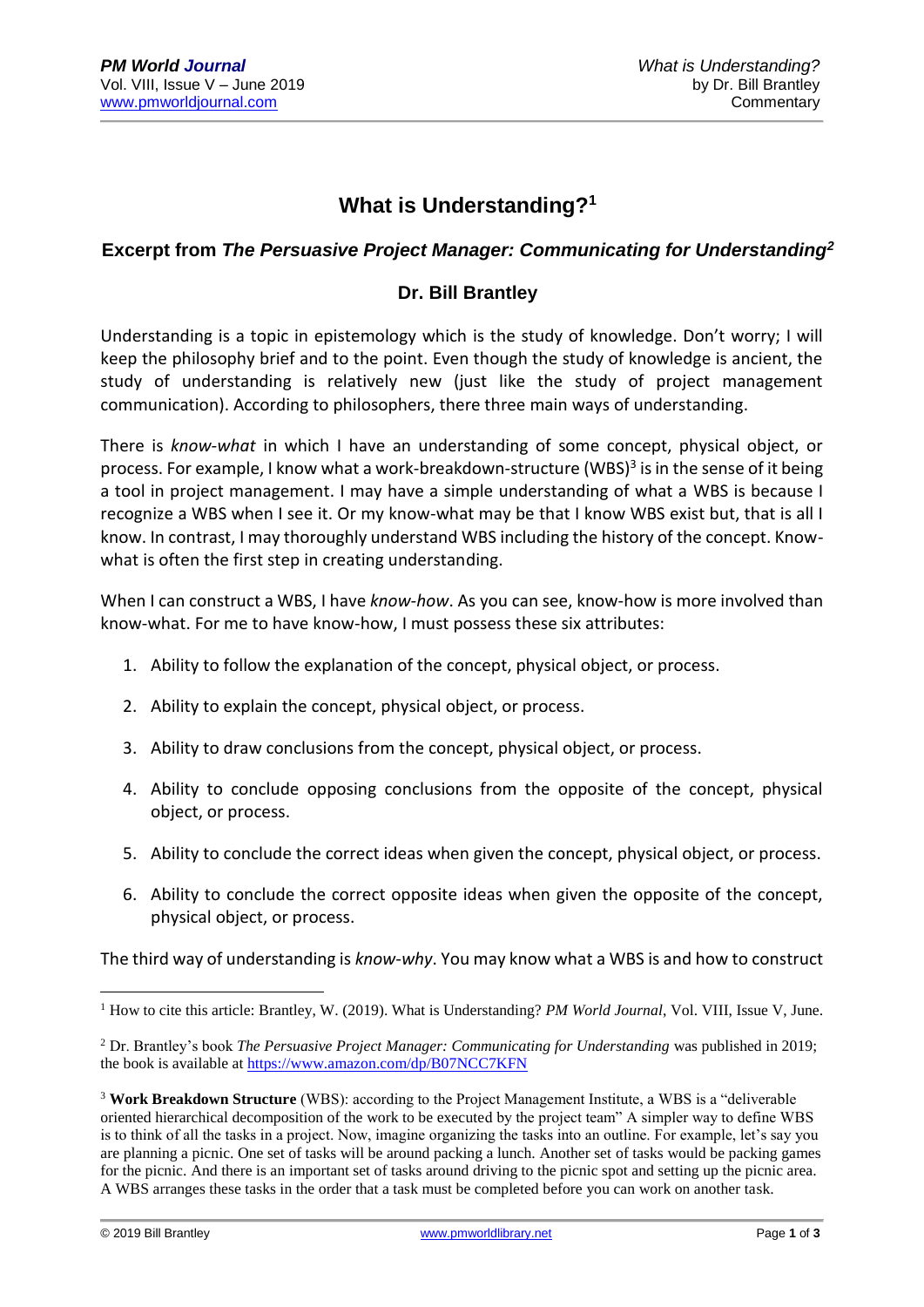# What is Understanding?[1]

## Excerpt from *The Persuasive Project Manager: Communicating for Understanding*[2]

### Dr. Bill Brantley

Understanding is a topic in epistemology which is the study of knowledge. Don't worry; I will keep the philosophy brief and to the point. Even though the study of knowledge is ancient, the study of understanding is relatively new (just like the study of project management communication). According to philosophers, there three main ways of understanding.

There is *know-what* in which I have an understanding of some concept, physical object, or process. For example, I know what a work-breakdown-structure (WBS)[3] is in the sense of it being a tool in project management. I may have a simple understanding of what a WBS is because I recognize a WBS when I see it. Or my know-what may be that I know WBS exist but, that is all I know. In contrast, I may thoroughly understand WBS including the history of the concept. Know-what is often the first step in creating understanding.

When I can construct a WBS, I have *know-how*. As you can see, know-how is more involved than know-what. For me to have know-how, I must possess these six attributes:

1. Ability to follow the explanation of the concept, physical object, or process.
2. Ability to explain the concept, physical object, or process.
3. Ability to draw conclusions from the concept, physical object, or process.
4. Ability to conclude opposing conclusions from the opposite of the concept, physical object, or process.
5. Ability to conclude the correct ideas when given the concept, physical object, or process.
6. Ability to conclude the correct opposite ideas when given the opposite of the concept, physical object, or process.

The third way of understanding is *know-why*. You may know what a WBS is and how to construct

---

[1] How to cite this article: Brantley, W. (2019). What is Understanding? *PM World Journal*, Vol. VIII, Issue V, June.

[2] Dr. Brantley's book *The Persuasive Project Manager: Communicating for Understanding* was published in 2019; the book is available at https://www.amazon.com/dp/B07NCC7KFN

[3] **Work Breakdown Structure** (WBS): according to the Project Management Institute, a WBS is a "deliverable oriented hierarchical decomposition of the work to be executed by the project team" A simpler way to define WBS is to think of all the tasks in a project. Now, imagine organizing the tasks into an outline. For example, let's say you are planning a picnic. One set of tasks will be around packing a lunch. Another set of tasks would be packing games for the picnic. And there is an important set of tasks around driving to the picnic spot and setting up the picnic area. A WBS arranges these tasks in the order that a task must be completed before you can work on another task.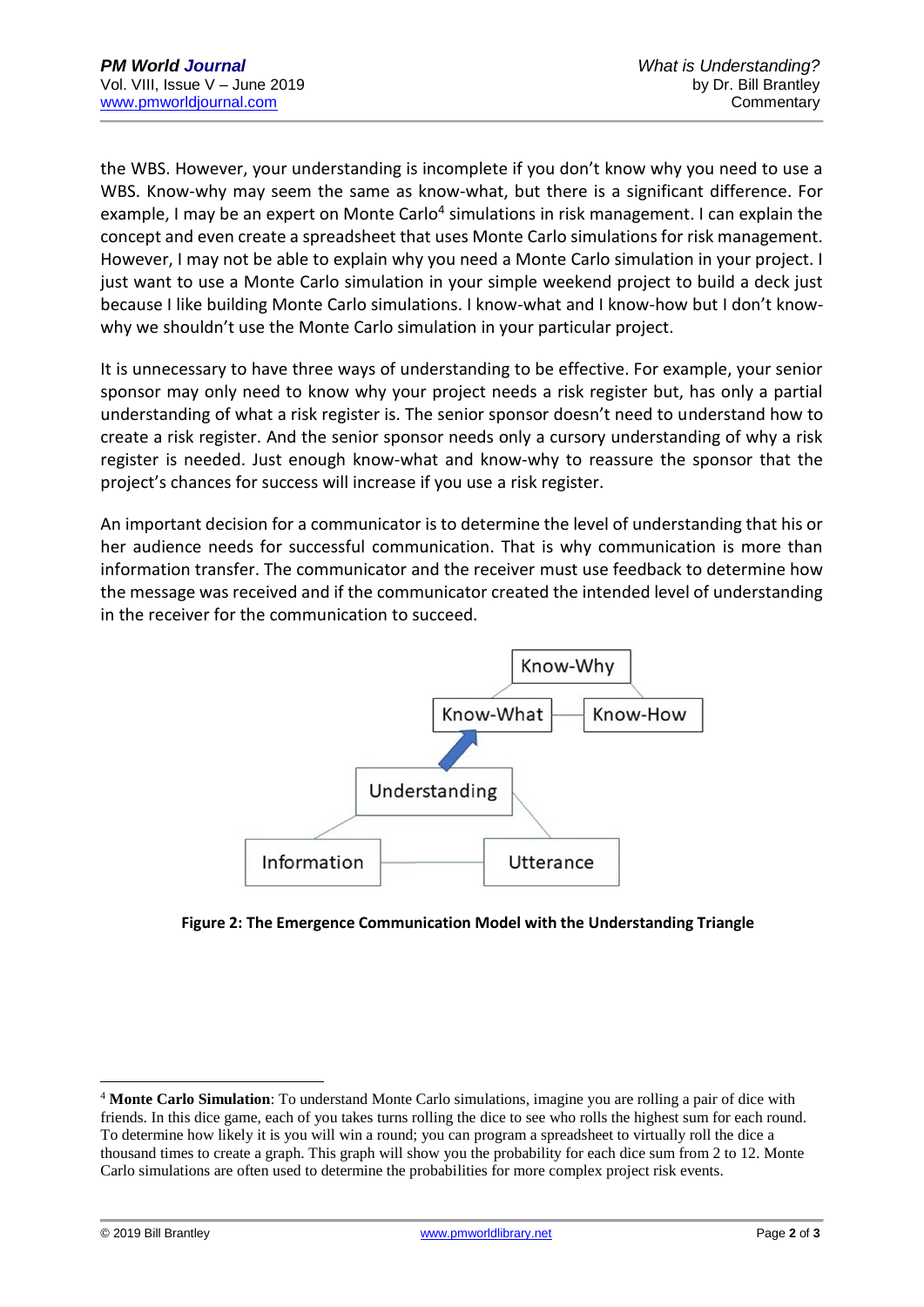the WBS. However, your understanding is incomplete if you don't know why you need to use a WBS. Know-why may seem the same as know-what, but there is a significant difference. For example, I may be an expert on Monte Carlo[4] simulations in risk management. I can explain the concept and even create a spreadsheet that uses Monte Carlo simulations for risk management. However, I may not be able to explain why you need a Monte Carlo simulation in your project. I just want to use a Monte Carlo simulation in your simple weekend project to build a deck just because I like building Monte Carlo simulations. I know-what and I know-how but I don't know-why we shouldn't use the Monte Carlo simulation in your particular project.

It is unnecessary to have three ways of understanding to be effective. For example, your senior sponsor may only need to know why your project needs a risk register but, has only a partial understanding of what a risk register is. The senior sponsor doesn't need to understand how to create a risk register. And the senior sponsor needs only a cursory understanding of why a risk register is needed. Just enough know-what and know-why to reassure the sponsor that the project's chances for success will increase if you use a risk register.

An important decision for a communicator is to determine the level of understanding that his or her audience needs for successful communication. That is why communication is more than information transfer. The communicator and the receiver must use feedback to determine how the message was received and if the communicator created the intended level of understanding in the receiver for the communication to succeed.

Know-Why

Know-What — Know-How

Understanding

Information — Utterance

**Figure 2: The Emergence Communication Model with the Understanding Triangle**

---

[4] **Monte Carlo Simulation**: To understand Monte Carlo simulations, imagine you are rolling a pair of dice with friends. In this dice game, each of you takes turns rolling the dice to see who rolls the highest sum for each round. To determine how likely it is you will win a round; you can program a spreadsheet to virtually roll the dice a thousand times to create a graph. This graph will show you the probability for each dice sum from 2 to 12. Monte Carlo simulations are often used to determine the probabilities for more complex project risk events.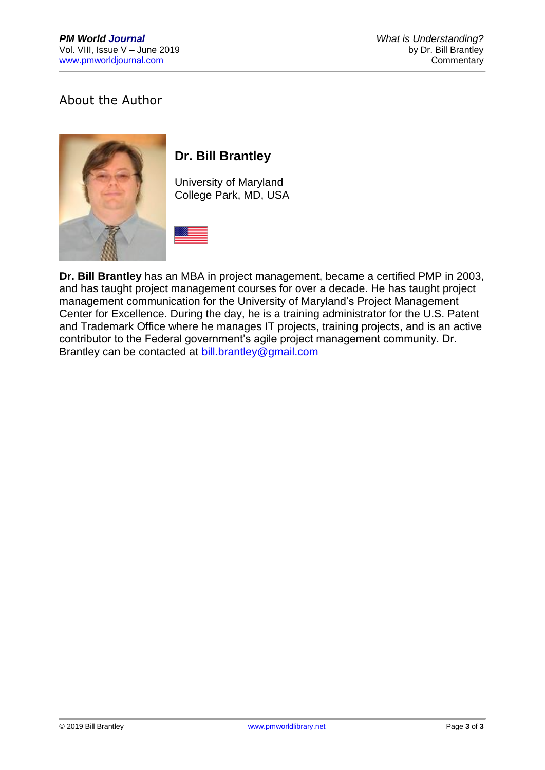## About the Author

### Dr. Bill Brantley

University of Maryland
College Park, MD, USA

**Dr. Bill Brantley** has an MBA in project management, became a certified PMP in 2003, and has taught project management courses for over a decade. He has taught project management communication for the University of Maryland's Project Management Center for Excellence. During the day, he is a training administrator for the U.S. Patent and Trademark Office where he manages IT projects, training projects, and is an active contributor to the Federal government's agile project management community. Dr. Brantley can be contacted at bill.brantley@gmail.com